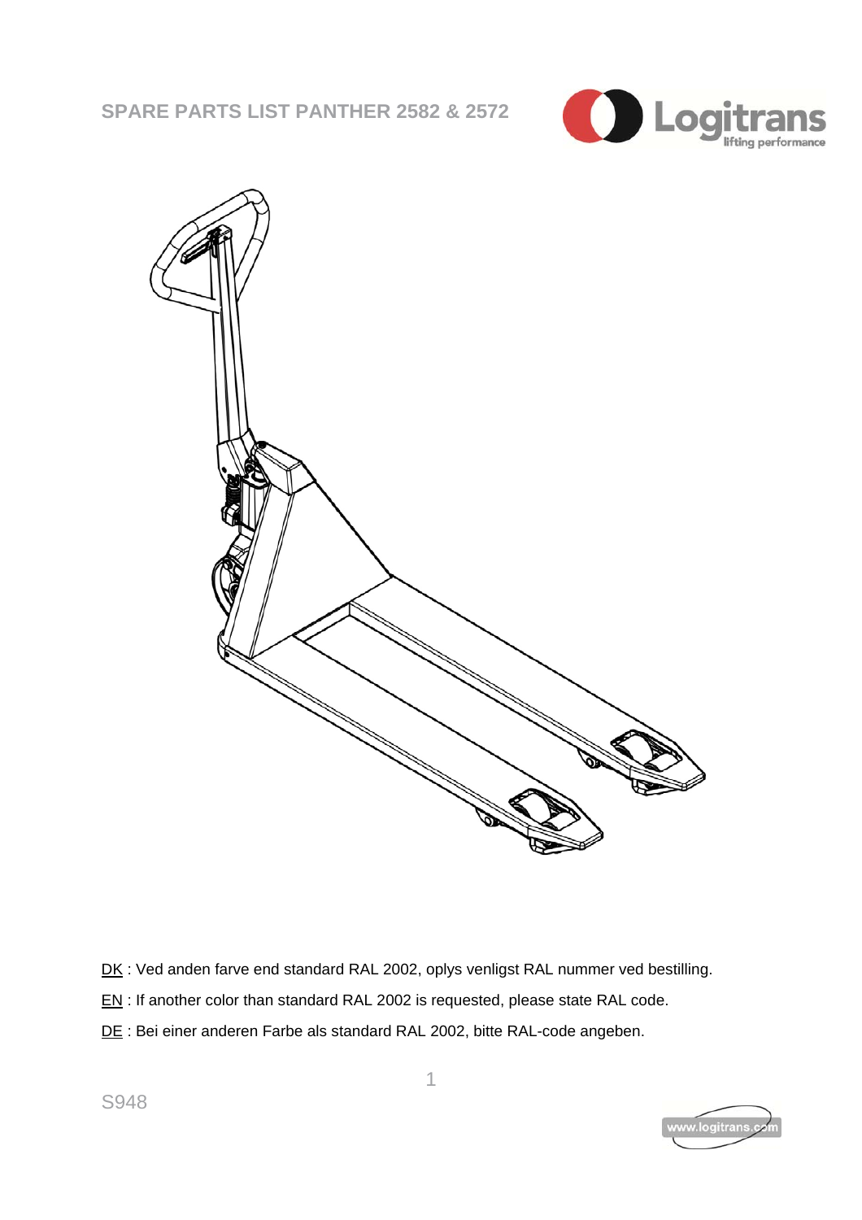# SPARE PARTS LIST PANTHER 2582 & 2572

DK : Ved anden farve end standard RAL 2002, oplys venligst RAL nummer ved bestilling.

EN : If another color than standard RAL 2002 is requested, please state RAL code.

DE : Bei einer anderen Farbe als standard RAL 2002, bitte RAL-code angeben.

S948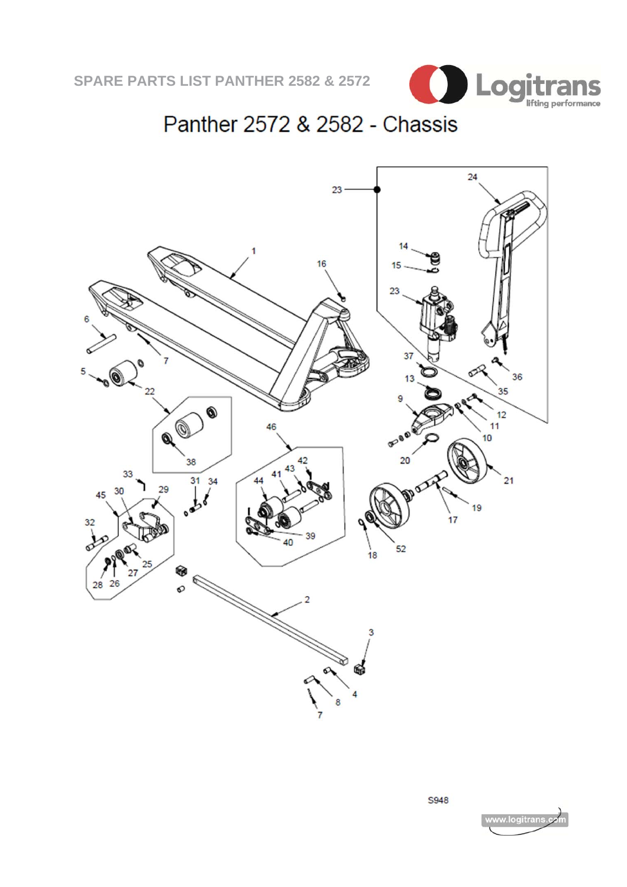# Panther 2572 & 2582 - Chassis

S948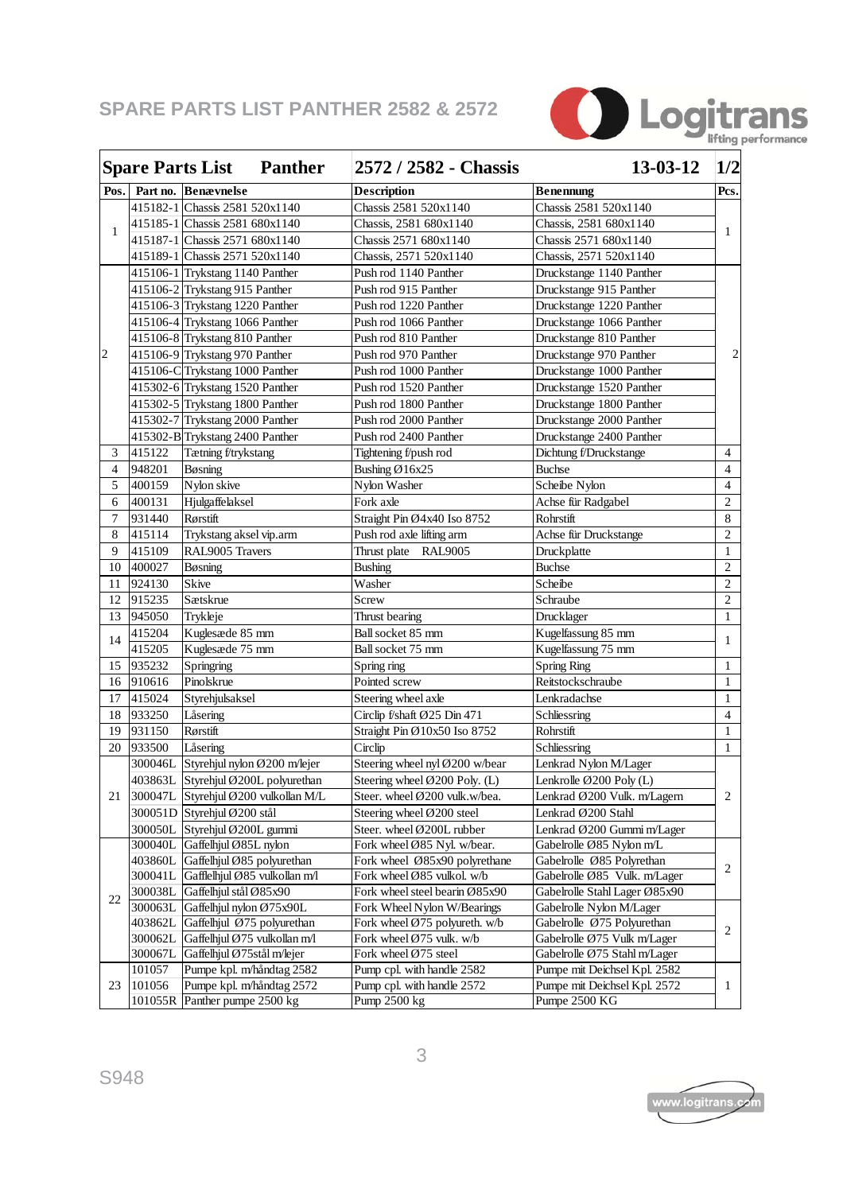# SPARE PARTS LIST PANTHER 2582 & 2572

| Spare Parts List | Panther | | 2572 / 2582 - Chassis | 13-03-12 | 1/2 |
|---|---|---|---|---|---|
| **Pos.** | **Part no.** | **Benævnelse** | **Description** | **Benennung** | **Pcs.** |
| 1 | 415182-1 | Chassis 2581 520x1140 | Chassis 2581 520x1140 | Chassis 2581 520x1140 | 1 |
| | 415185-1 | Chassis 2581 680x1140 | Chassis, 2581 680x1140 | Chassis, 2581 680x1140 | |
| | 415187-1 | Chassis 2571 680x1140 | Chassis 2571 680x1140 | Chassis 2571 680x1140 | |
| | 415189-1 | Chassis 2571 520x1140 | Chassis, 2571 520x1140 | Chassis, 2571 520x1140 | |
| 2 | 415106-1 | Trykstang 1140 Panther | Push rod 1140 Panther | Druckstange 1140 Panther | 2 |
| | 415106-2 | Trykstang 915 Panther | Push rod 915 Panther | Druckstange 915 Panther | |
| | 415106-3 | Trykstang 1220 Panther | Push rod 1220 Panther | Druckstange 1220 Panther | |
| | 415106-4 | Trykstang 1066 Panther | Push rod 1066 Panther | Druckstange 1066 Panther | |
| | 415106-8 | Trykstang 810 Panther | Push rod 810 Panther | Druckstange 810 Panther | |
| | 415106-9 | Trykstang 970 Panther | Push rod 970 Panther | Druckstange 970 Panther | |
| | 415106-C | Trykstang 1000 Panther | Push rod 1000 Panther | Druckstange 1000 Panther | |
| | 415302-6 | Trykstang 1520 Panther | Push rod 1520 Panther | Druckstange 1520 Panther | |
| | 415302-5 | Trykstang 1800 Panther | Push rod 1800 Panther | Druckstange 1800 Panther | |
| | 415302-7 | Trykstang 2000 Panther | Push rod 2000 Panther | Druckstange 2000 Panther | |
| | 415302-B | Trykstang 2400 Panther | Push rod 2400 Panther | Druckstange 2400 Panther | |
| 3 | 415122 | Tætning f/trykstang | Tightening f/push rod | Dichtung f/Druckstange | 4 |
| 4 | 948201 | Bøsning | Bushing Ø16x25 | Buchse | 4 |
| 5 | 400159 | Nylon skive | Nylon Washer | Scheibe Nylon | 4 |
| 6 | 400131 | Hjulgaffelaksel | Fork axle | Achse für Radgabel | 2 |
| 7 | 931440 | Rørstift | Straight Pin Ø4x40 Iso 8752 | Rohrstift | 8 |
| 8 | 415114 | Trykstang aksel vip.arm | Push rod axle lifting arm | Achse für Druckstange | 2 |
| 9 | 415109 | RAL9005 Travers | Thrust plate RAL9005 | Druckplatte | 1 |
| 10 | 400027 | Bøsning | Bushing | Buchse | 2 |
| 11 | 924130 | Skive | Washer | Scheibe | 2 |
| 12 | 915235 | Sætskrue | Screw | Schraube | 2 |
| 13 | 945050 | Trykleje | Thrust bearing | Drucklager | 1 |
| 14 | 415204 | Kuglesæde 85 mm | Ball socket 85 mm | Kugelfassung 85 mm | 1 |
| | 415205 | Kuglesæde 75 mm | Ball socket 75 mm | Kugelfassung 75 mm | |
| 15 | 935232 | Springring | Spring ring | Spring Ring | 1 |
| 16 | 910616 | Pinolskrue | Pointed screw | Reitstockschraube | 1 |
| 17 | 415024 | Styrehjulsaksel | Steering wheel axle | Lenkradachse | 1 |
| 18 | 933250 | Låsering | Circlip f/shaft Ø25 Din 471 | Schliessring | 4 |
| 19 | 931150 | Rørstift | Straight Pin Ø10x50 Iso 8752 | Rohrstift | 1 |
| 20 | 933500 | Låsering | Circlip | Schliessring | 1 |
| 21 | 300046L | Styrehjul nylon Ø200 m/lejer | Steering wheel nyl Ø200 w/bear | Lenkrad Nylon M/Lager | 2 |
| | 403863L | Styrehjul Ø200L polyurethan | Steering wheel Ø200 Poly. (L) | Lenkrolle Ø200 Poly (L) | |
| | 300047L | Styrehjul Ø200 vulkollan M/L | Steer. wheel Ø200 vulk.w/bea. | Lenkrad Ø200 Vulk. m/Lagern | |
| | 300051D | Styrehjul Ø200 stål | Steering wheel Ø200 steel | Lenkrad Ø200 Stahl | |
| | 300050L | Styrehjul Ø200L gummi | Steer. wheel Ø200L rubber | Lenkrad Ø200 Gummi m/Lager | |
| 22 | 300040L | Gaffelhjul Ø85L nylon | Fork wheel Ø85 Nyl. w/bear. | Gabelrolle Ø85 Nylon m/L | 2 |
| | 403860L | Gaffelhjul Ø85 polyurethan | Fork wheel Ø85x90 polyrethane | Gabelrolle Ø85 Polyrethan | |
| | 300041L | Gafflelhjul Ø85 vulkollan m/l | Fork wheel Ø85 vulkol. w/b | Gabelrolle Ø85 Vulk. m/Lager | |
| | 300038L | Gaffelhjul stål Ø85x90 | Fork wheel steel bearin Ø85x90 | Gabelrolle Stahl Lager Ø85x90 | |
| | 300063L | Gaffelhjul nylon Ø75x90L | Fork Wheel Nylon W/Bearings | Gabelrolle Nylon M/Lager | 2 |
| | 403862L | Gaffelhjul Ø75 polyurethan | Fork wheel Ø75 polyureth. w/b | Gabelrolle Ø75 Polyurethan | |
| | 300062L | Gaffelhjul Ø75 vulkollan m/l | Fork wheel Ø75 vulk. w/b | Gabelrolle Ø75 Vulk m/Lager | |
| | 300067L | Gaffelhjul Ø75stål m/lejer | Fork wheel Ø75 steel | Gabelrolle Ø75 Stahl m/Lager | |
| 23 | 101057 | Pumpe kpl. m/håndtag 2582 | Pump cpl. with handle 2582 | Pumpe mit Deichsel Kpl. 2582 | 1 |
| | 101056 | Pumpe kpl. m/håndtag 2572 | Pump cpl. with handle 2572 | Pumpe mit Deichsel Kpl. 2572 | |
| | 101055R | Panther pumpe 2500 kg | Pump 2500 kg | Pumpe 2500 KG | |

S948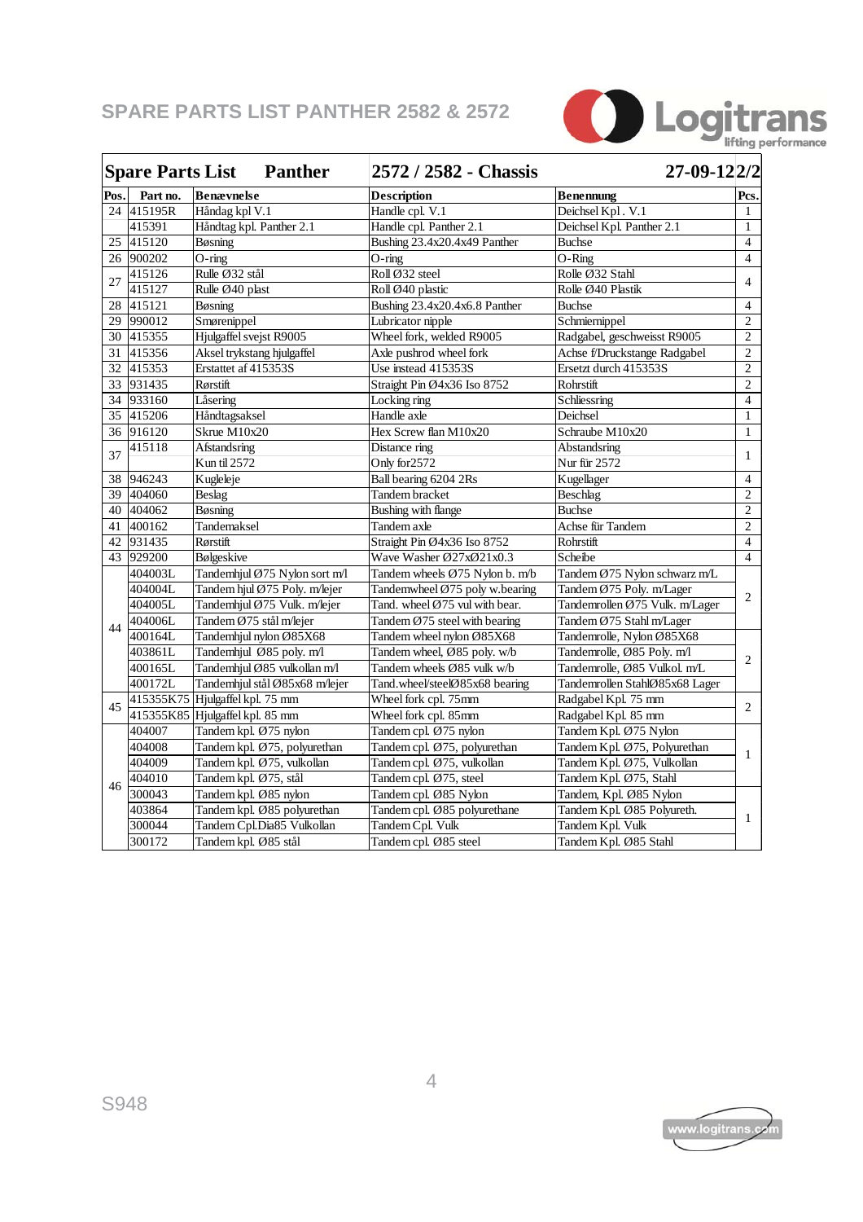# SPARE PARTS LIST PANTHER 2582 & 2572

| Spare Parts List Panther | | | 2572 / 2582 - Chassis | 27-09-12 | 2/2 |
|---|---|---|---|---|---|
| **Pos.** | **Part no.** | **Benævnelse** | **Description** | **Benennung** | **Pcs.** |
| 24 | 415195R | Håndag kpl V.1 | Handle cpl. V.1 | Deichsel Kpl . V.1 | 1 |
| | 415391 | Håndtag kpl. Panther 2.1 | Handle cpl. Panther 2.1 | Deichsel Kpl. Panther 2.1 | 1 |
| 25 | 415120 | Bøsning | Bushing 23.4x20.4x49 Panther | Buchse | 4 |
| 26 | 900202 | O-ring | O-ring | O-Ring | 4 |
| 27 | 415126 | Rulle Ø32 stål | Roll Ø32 steel | Rolle Ø32 Stahl | 4 |
| | 415127 | Rulle Ø40 plast | Roll Ø40 plastic | Rolle Ø40 Plastik | |
| 28 | 415121 | Bøsning | Bushing 23.4x20.4x6.8 Panther | Buchse | 4 |
| 29 | 990012 | Smørenippel | Lubricator nipple | Schmiernippel | 2 |
| 30 | 415355 | Hjulgaffel svejst R9005 | Wheel fork, welded R9005 | Radgabel, geschweisst R9005 | 2 |
| 31 | 415356 | Aksel trykstang hjulgaffel | Axle pushrod wheel fork | Achse f/Druckstange Radgabel | 2 |
| 32 | 415353 | Erstattet af 415353S | Use instead 415353S | Ersetzt durch 415353S | 2 |
| 33 | 931435 | Rørstift | Straight Pin Ø4x36 Iso 8752 | Rohrstift | 2 |
| 34 | 933160 | Låsering | Locking ring | Schliessring | 4 |
| 35 | 415206 | Håndtagsaksel | Handle axle | Deichsel | 1 |
| 36 | 916120 | Skrue M10x20 | Hex Screw flan M10x20 | Schraube M10x20 | 1 |
| 37 | 415118 | Afstandsring | Distance ring | Abstandsring | 1 |
| | | Kun til 2572 | Only for2572 | Nur für 2572 | |
| 38 | 946243 | Kugleleje | Ball bearing 6204 2Rs | Kugellager | 4 |
| 39 | 404060 | Beslag | Tandem bracket | Beschlag | 2 |
| 40 | 404062 | Bøsning | Bushing with flange | Buchse | 2 |
| 41 | 400162 | Tandemaksel | Tandem axle | Achse für Tandem | 2 |
| 42 | 931435 | Rørstift | Straight Pin Ø4x36 Iso 8752 | Rohrstift | 4 |
| 43 | 929200 | Bølgeskive | Wave Washer Ø27xØ21x0.3 | Scheibe | 4 |
| 44 | 404003L | Tandemhjul Ø75 Nylon sort m/l | Tandem wheels Ø75 Nylon b. m/b | Tandem Ø75 Nylon schwarz m/L | 2 |
| | 404004L | Tandem hjul Ø75 Poly. m/lejer | Tandemwheel Ø75 poly w.bearing | Tandem Ø75 Poly. m/Lager | |
| | 404005L | Tandemhjul Ø75 Vulk. m/lejer | Tand. wheel Ø75 vul with bear. | Tandemrollen Ø75 Vulk. m/Lager | |
| | 404006L | Tandem Ø75 stål m/lejer | Tandem Ø75 steel with bearing | Tandem Ø75 Stahl m/Lager | |
| | 400164L | Tandemhjul nylon Ø85X68 | Tandem wheel nylon Ø85X68 | Tandemrolle, Nylon Ø85X68 | 2 |
| | 403861L | Tandemhjul Ø85 poly. m/l | Tandem wheel, Ø85 poly. w/b | Tandemrolle, Ø85 Poly. m/l | |
| | 400165L | Tandemhjul Ø85 vulkollan m/l | Tandem wheels Ø85 vulk w/b | Tandemrolle, Ø85 Vulkol. m/L | |
| | 400172L | Tandemhjul stål Ø85x68 m/lejer | Tand.wheel/steelØ85x68 bearing | Tandemrollen StahlØ85x68 Lager | |
| 45 | 415355K75 | Hjulgaffel kpl. 75 mm | Wheel fork cpl. 75mm | Radgabel Kpl. 75 mm | 2 |
| | 415355K85 | Hjulgaffel kpl. 85 mm | Wheel fork cpl. 85mm | Radgabel Kpl. 85 mm | |
| 46 | 404007 | Tandem kpl. Ø75 nylon | Tandem cpl. Ø75 nylon | Tandem Kpl. Ø75 Nylon | 1 |
| | 404008 | Tandem kpl. Ø75, polyurethan | Tandem cpl. Ø75, polyurethan | Tandem Kpl. Ø75, Polyurethan | |
| | 404009 | Tandem kpl. Ø75, vulkollan | Tandem cpl. Ø75, vulkollan | Tandem Kpl. Ø75, Vulkollan | |
| | 404010 | Tandem kpl. Ø75, stål | Tandem cpl. Ø75, steel | Tandem Kpl. Ø75, Stahl | |
| | 300043 | Tandem kpl. Ø85 nylon | Tandem cpl. Ø85 Nylon | Tandem, Kpl. Ø85 Nylon | 1 |
| | 403864 | Tandem kpl. Ø85 polyurethan | Tandem cpl. Ø85 polyurethane | Tandem Kpl. Ø85 Polyureth. | |
| | 300044 | Tandem Cpl.Dia85 Vulkollan | Tandem Cpl. Vulk | Tandem Kpl. Vulk | |
| | 300172 | Tandem kpl. Ø85 stål | Tandem cpl. Ø85 steel | Tandem Kpl. Ø85 Stahl | |

S948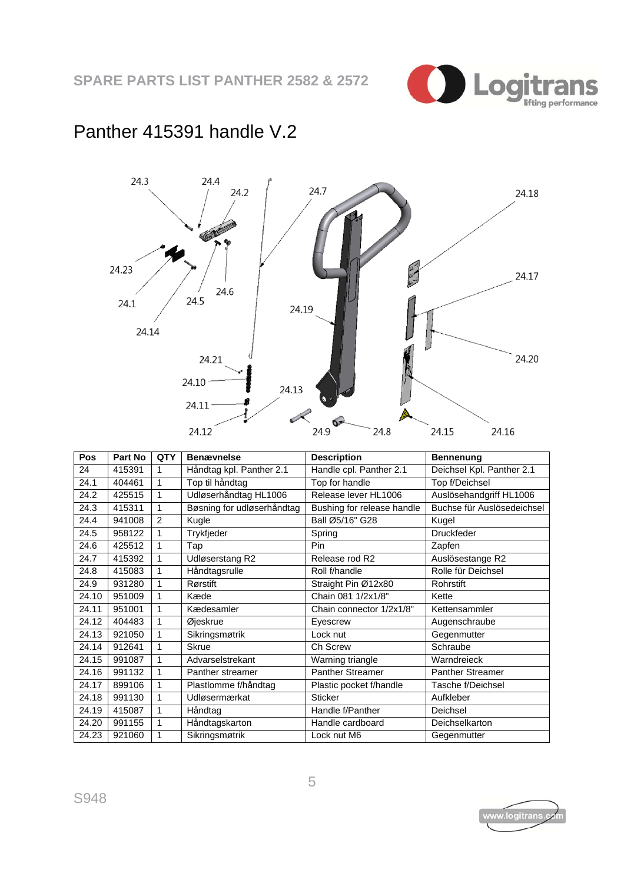# Panther 415391 handle V.2

| Pos | Part No | QTY | Benævnelse | Description | Bennenung |
|---|---|---|---|---|---|
| 24 | 415391 | 1 | Håndtag kpl. Panther 2.1 | Handle cpl. Panther 2.1 | Deichsel Kpl. Panther 2.1 |
| 24.1 | 404461 | 1 | Top til håndtag | Top for handle | Top f/Deichsel |
| 24.2 | 425515 | 1 | Udløserhåndtag HL1006 | Release lever HL1006 | Auslösehandgriff HL1006 |
| 24.3 | 415311 | 1 | Bøsning for udløserhåndtag | Bushing for release handle | Buchse für Auslösedeichsel |
| 24.4 | 941008 | 2 | Kugle | Ball Ø5/16" G28 | Kugel |
| 24.5 | 958122 | 1 | Trykfjeder | Spring | Druckfeder |
| 24.6 | 425512 | 1 | Tap | Pin | Zapfen |
| 24.7 | 415392 | 1 | Udløserstang R2 | Release rod R2 | Auslösestange R2 |
| 24.8 | 415083 | 1 | Håndtagsrulle | Roll f/handle | Rolle für Deichsel |
| 24.9 | 931280 | 1 | Rørstift | Straight Pin Ø12x80 | Rohrstift |
| 24.10 | 951009 | 1 | Kæde | Chain 081 1/2x1/8" | Kette |
| 24.11 | 951001 | 1 | Kædesamler | Chain connector 1/2x1/8" | Kettensammler |
| 24.12 | 404483 | 1 | Øjeskrue | Eyescrew | Augenschraube |
| 24.13 | 921050 | 1 | Sikringsmøtrik | Lock nut | Gegenmutter |
| 24.14 | 912641 | 1 | Skrue | Ch Screw | Schraube |
| 24.15 | 991087 | 1 | Advarselstrekant | Warning triangle | Warndreieck |
| 24.16 | 991132 | 1 | Panther streamer | Panther Streamer | Panther Streamer |
| 24.17 | 899106 | 1 | Plastlomme f/håndtag | Plastic pocket f/handle | Tasche f/Deichsel |
| 24.18 | 991130 | 1 | Udløsermærkat | Sticker | Aufkleber |
| 24.19 | 415087 | 1 | Håndtag | Handle f/Panther | Deichsel |
| 24.20 | 991155 | 1 | Håndtagskarton | Handle cardboard | Deichselkarton |
| 24.23 | 921060 | 1 | Sikringsmøtrik | Lock nut M6 | Gegenmutter |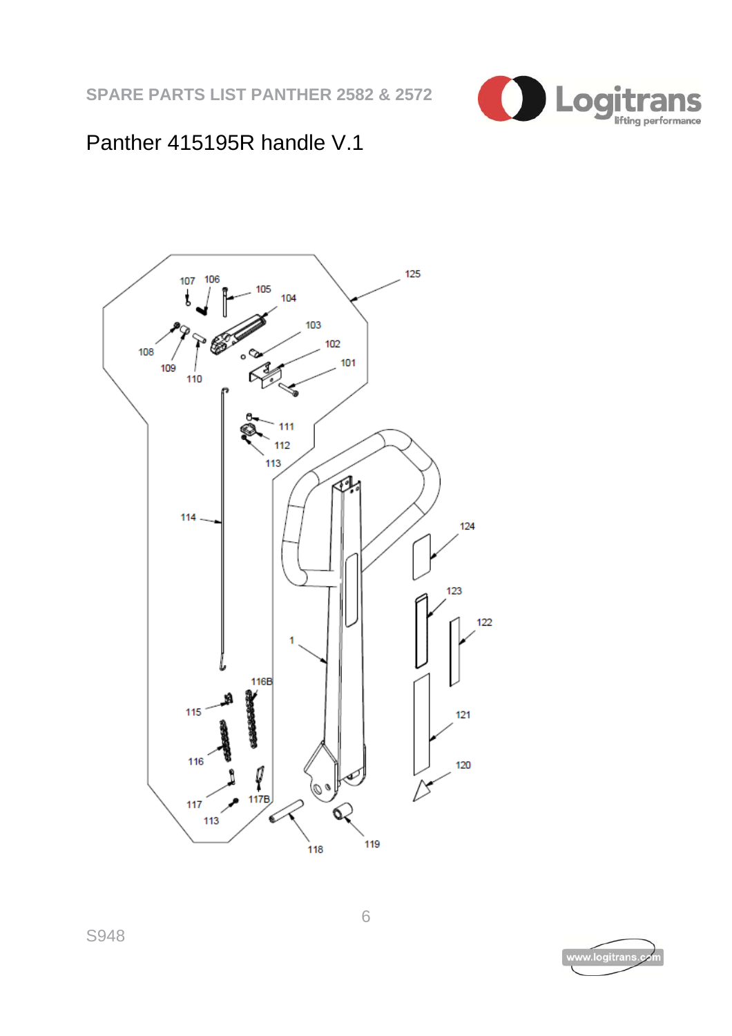# Panther 415195R handle V.1

107 106 105 104 103 102 101 108 109 110 111 112 113 114 125 124 123 122 1 121 120 116B 115 116 117 117B 113 118 119

S948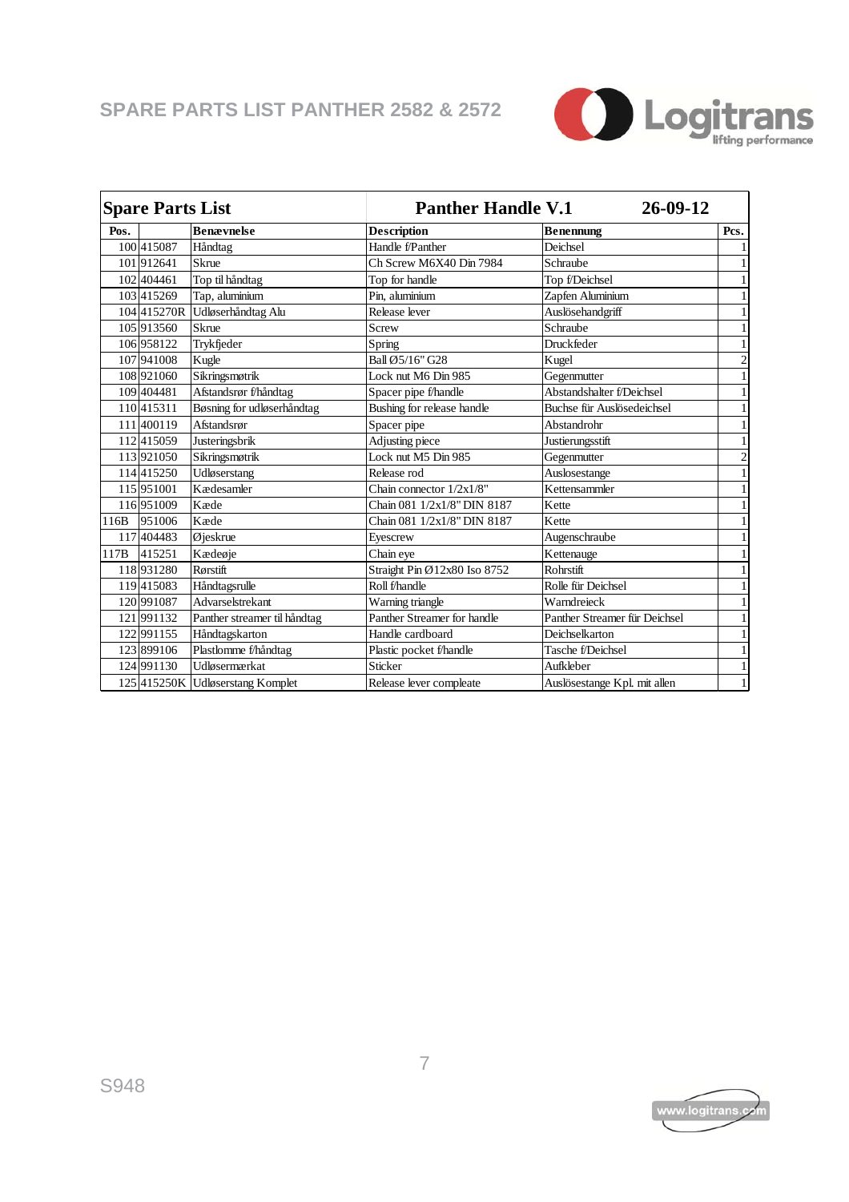## SPARE PARTS LIST PANTHER 2582 & 2572

Logitrans
lifting performance

| Spare Parts List | | | Panther Handle V.1 | 26-09-12 | |
|---|---|---|---|---|---|
| **Pos.** | | **Benævnelse** | **Description** | **Benennung** | **Pcs.** |
| 100 | 415087 | Håndtag | Handle f/Panther | Deichsel | 1 |
| 101 | 912641 | Skrue | Ch Screw M6X40 Din 7984 | Schraube | 1 |
| 102 | 404461 | Top til håndtag | Top for handle | Top f/Deichsel | 1 |
| 103 | 415269 | Tap, aluminium | Pin, aluminium | Zapfen Aluminium | 1 |
| 104 | 415270R | Udløserhåndtag Alu | Release lever | Auslösehandgriff | 1 |
| 105 | 913560 | Skrue | Screw | Schraube | 1 |
| 106 | 958122 | Trykfjeder | Spring | Druckfeder | 1 |
| 107 | 941008 | Kugle | Ball Ø5/16" G28 | Kugel | 2 |
| 108 | 921060 | Sikringsmøtrik | Lock nut M6 Din 985 | Gegenmutter | 1 |
| 109 | 404481 | Afstandsrør f/håndtag | Spacer pipe f/handle | Abstandshalter f/Deichsel | 1 |
| 110 | 415311 | Bøsning for udløserhåndtag | Bushing for release handle | Buchse für Auslösedeichsel | 1 |
| 111 | 400119 | Afstandsrør | Spacer pipe | Abstandrohr | 1 |
| 112 | 415059 | Justeringsbrik | Adjusting piece | Justierungsstift | 1 |
| 113 | 921050 | Sikringsmøtrik | Lock nut M5 Din 985 | Gegenmutter | 2 |
| 114 | 415250 | Udløserstang | Release rod | Auslosestange | 1 |
| 115 | 951001 | Kædesamler | Chain connector 1/2x1/8" | Kettensammler | 1 |
| 116 | 951009 | Kæde | Chain 081 1/2x1/8" DIN 8187 | Kette | 1 |
| 116B | 951006 | Kæde | Chain 081 1/2x1/8" DIN 8187 | Kette | 1 |
| 117 | 404483 | Øjeskrue | Eyescrew | Augenschraube | 1 |
| 117B | 415251 | Kædeøje | Chain eye | Kettenauge | 1 |
| 118 | 931280 | Rørstift | Straight Pin Ø12x80 Iso 8752 | Rohrstift | 1 |
| 119 | 415083 | Håndtagsrulle | Roll f/handle | Rolle für Deichsel | 1 |
| 120 | 991087 | Advarselstrekant | Warning triangle | Warndreieck | 1 |
| 121 | 991132 | Panther streamer til håndtag | Panther Streamer for handle | Panther Streamer für Deichsel | 1 |
| 122 | 991155 | Håndtagskarton | Handle cardboard | Deichselkarton | 1 |
| 123 | 899106 | Plastlomme f/håndtag | Plastic pocket f/handle | Tasche f/Deichsel | 1 |
| 124 | 991130 | Udløsermærkat | Sticker | Aufkleber | 1 |
| 125 | 415250K | Udløserstang Komplet | Release lever compleate | Auslösestange Kpl. mit allen | 1 |

S948

www.logitrans.com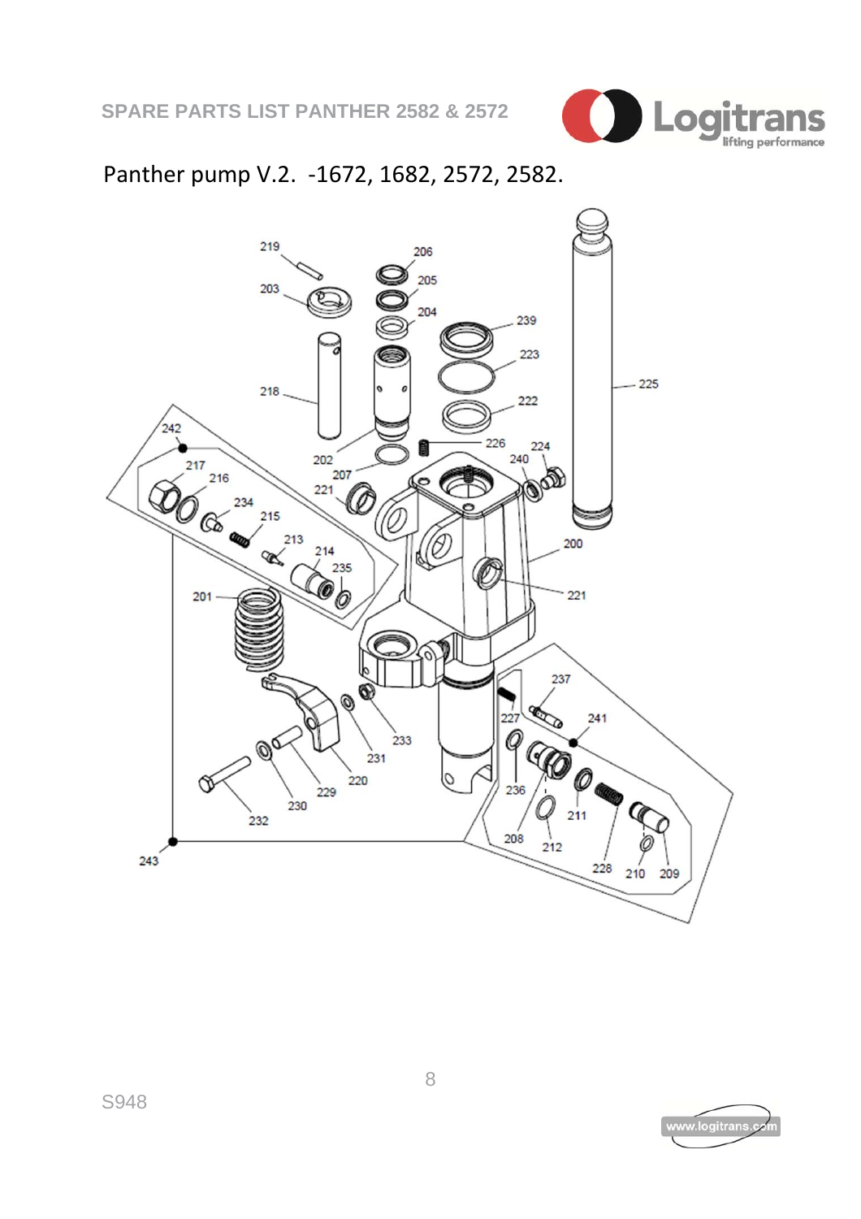Panther pump V.2. -1672, 1682, 2572, 2582.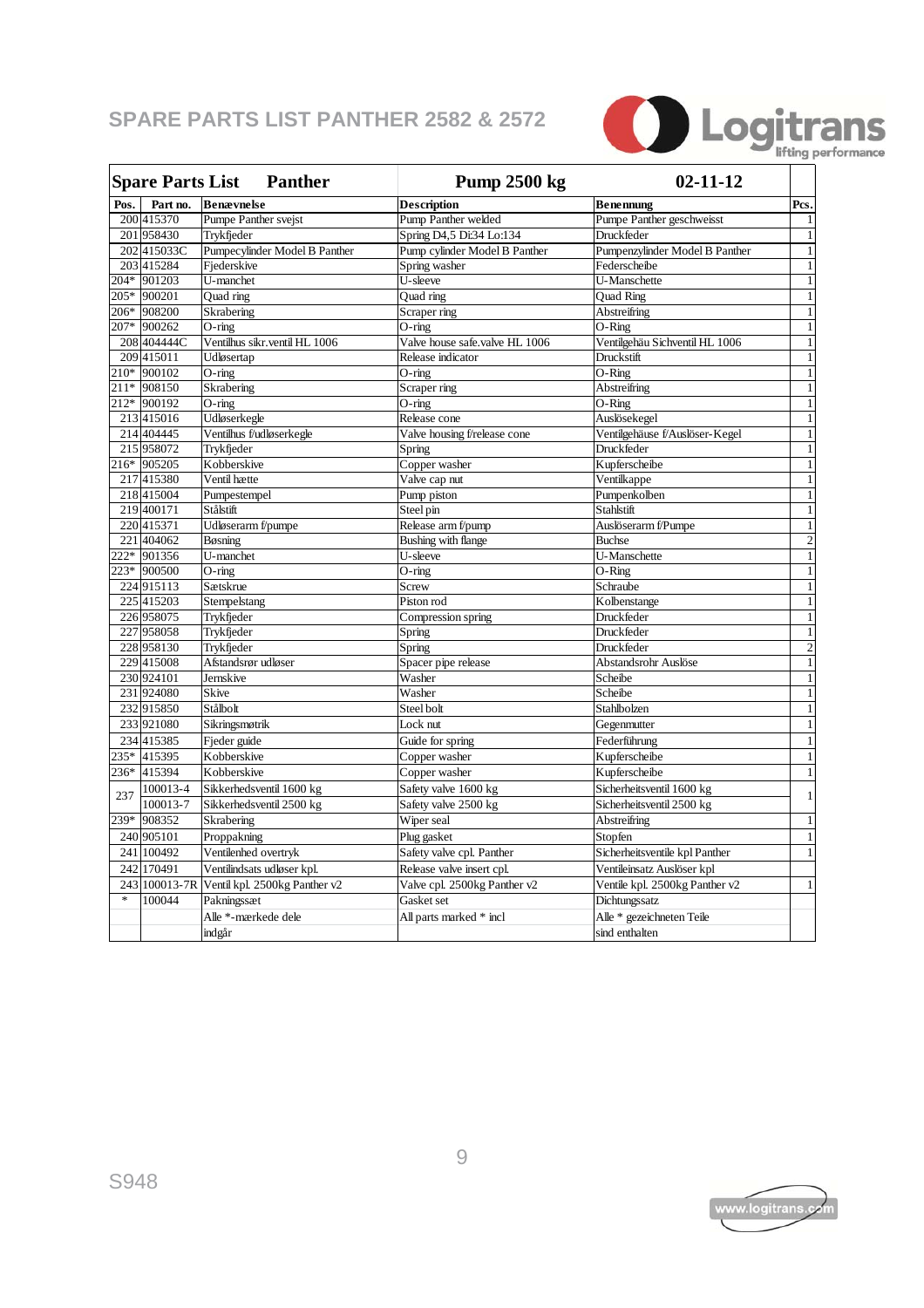# SPARE PARTS LIST PANTHER 2582 & 2572

| Spare Parts List Panther | | | Pump 2500 kg | 02-11-12 | |
|---|---|---|---|---|---|
| Pos. | Part no. | Benævnelse | Description | Benennung | Pcs. |
| 200 | 415370 | Pumpe Panther svejst | Pump Panther welded | Pumpe Panther geschweisst | 1 |
| 201 | 958430 | Trykfjeder | Spring D4,5 Di:34 Lo:134 | Druckfeder | 1 |
| 202 | 415033C | Pumpecylinder Model B Panther | Pump cylinder Model B Panther | Pumpenzylinder Model B Panther | 1 |
| 203 | 415284 | Fjederskive | Spring washer | Federscheibe | 1 |
| 204* | 901203 | U-manchet | U-sleeve | U-Manschette | 1 |
| 205* | 900201 | Quad ring | Quad ring | Quad Ring | 1 |
| 206* | 908200 | Skrabering | Scraper ring | Abstreifring | 1 |
| 207* | 900262 | O-ring | O-ring | O-Ring | 1 |
| 208 | 404444C | Ventilhus sikr.ventil HL 1006 | Valve house safe.valve HL 1006 | Ventilgehäu Sichventil HL 1006 | 1 |
| 209 | 415011 | Udløsertap | Release indicator | Druckstift | 1 |
| 210* | 900102 | O-ring | O-ring | O-Ring | 1 |
| 211* | 908150 | Skrabering | Scraper ring | Abstreifring | 1 |
| 212* | 900192 | O-ring | O-ring | O-Ring | 1 |
| 213 | 415016 | Udløserkegle | Release cone | Auslösekegel | 1 |
| 214 | 404445 | Ventilhus f/udløserkegle | Valve housing f/release cone | Ventilgehäuse f/Auslöser-Kegel | 1 |
| 215 | 958072 | Trykfjeder | Spring | Druckfeder | 1 |
| 216* | 905205 | Kobberskive | Copper washer | Kupferscheibe | 1 |
| 217 | 415380 | Ventil hætte | Valve cap nut | Ventilkappe | 1 |
| 218 | 415004 | Pumpestempel | Pump piston | Pumpenkolben | 1 |
| 219 | 400171 | Stålstift | Steel pin | Stahlstift | 1 |
| 220 | 415371 | Udløserarm f/pumpe | Release arm f/pump | Auslöserarm f/Pumpe | 1 |
| 221 | 404062 | Bøsning | Bushing with flange | Buchse | 2 |
| 222* | 901356 | U-manchet | U-sleeve | U-Manschette | 1 |
| 223* | 900500 | O-ring | O-ring | O-Ring | 1 |
| 224 | 915113 | Sætskrue | Screw | Schraube | 1 |
| 225 | 415203 | Stempelstang | Piston rod | Kolbenstange | 1 |
| 226 | 958075 | Trykfjeder | Compression spring | Druckfeder | 1 |
| 227 | 958058 | Trykfjeder | Spring | Druckfeder | 1 |
| 228 | 958130 | Trykfjeder | Spring | Druckfeder | 2 |
| 229 | 415008 | Afstandsrør udløser | Spacer pipe release | Abstandsrohr Auslöse | 1 |
| 230 | 924101 | Jernskive | Washer | Scheibe | 1 |
| 231 | 924080 | Skive | Washer | Scheibe | 1 |
| 232 | 915850 | Stålbolt | Steel bolt | Stahlbolzen | 1 |
| 233 | 921080 | Sikringsmøtrik | Lock nut | Gegenmutter | 1 |
| 234 | 415385 | Fjeder guide | Guide for spring | Federführung | 1 |
| 235* | 415395 | Kobberskive | Copper washer | Kupferscheibe | 1 |
| 236* | 415394 | Kobberskive | Copper washer | Kupferscheibe | 1 |
| 237 | 100013-4 | Sikkerhedsventil 1600 kg | Safety valve 1600 kg | Sicherheitsventil 1600 kg | 1 |
| | 100013-7 | Sikkerhedsventil 2500 kg | Safety valve 2500 kg | Sicherheitsventil 2500 kg | |
| 239* | 908352 | Skrabering | Wiper seal | Abstreifring | 1 |
| 240 | 905101 | Proppakning | Plug gasket | Stopfen | 1 |
| 241 | 100492 | Ventilenhed overtryk | Safety valve cpl. Panther | Sicherheitsventile kpl Panther | 1 |
| 242 | 170491 | Ventilindsats udløser kpl. | Release valve insert cpl. | Ventileinsatz Auslöser kpl | |
| 243 | 100013-7R | Ventil kpl. 2500kg Panther v2 | Valve cpl. 2500kg Panther v2 | Ventile kpl. 2500kg Panther v2 | 1 |
| * | 100044 | Pakningssæt | Gasket set | Dichtungssatz | |
| | | Alle *-mærkede dele indgår | All parts marked * incl | Alle * gezeichneten Teile sind enthalten | |

S948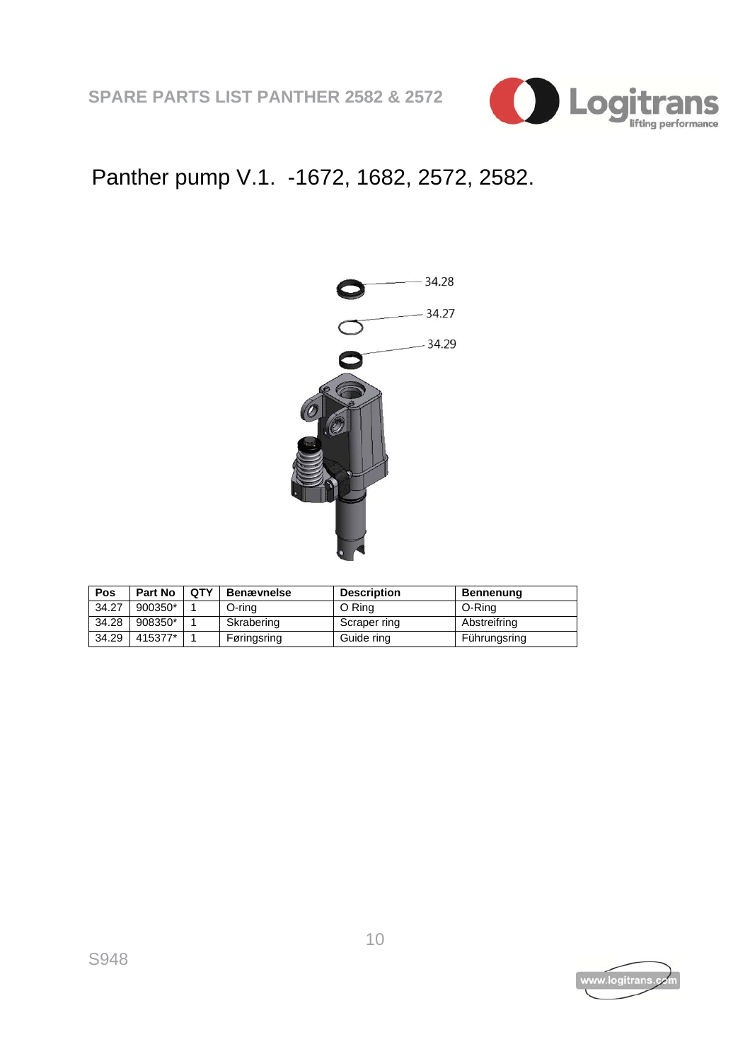# Panther pump V.1. -1672, 1682, 2572, 2582.

| Pos | Part No | QTY | Benævnelse | Description | Bennenung |
|---|---|---|---|---|---|
| 34.27 | 900350* | 1 | O-ring | O Ring | O-Ring |
| 34.28 | 908350* | 1 | Skrabering | Scraper ring | Abstreifring |
| 34.29 | 415377* | 1 | Føringsring | Guide ring | Führungsring |

S948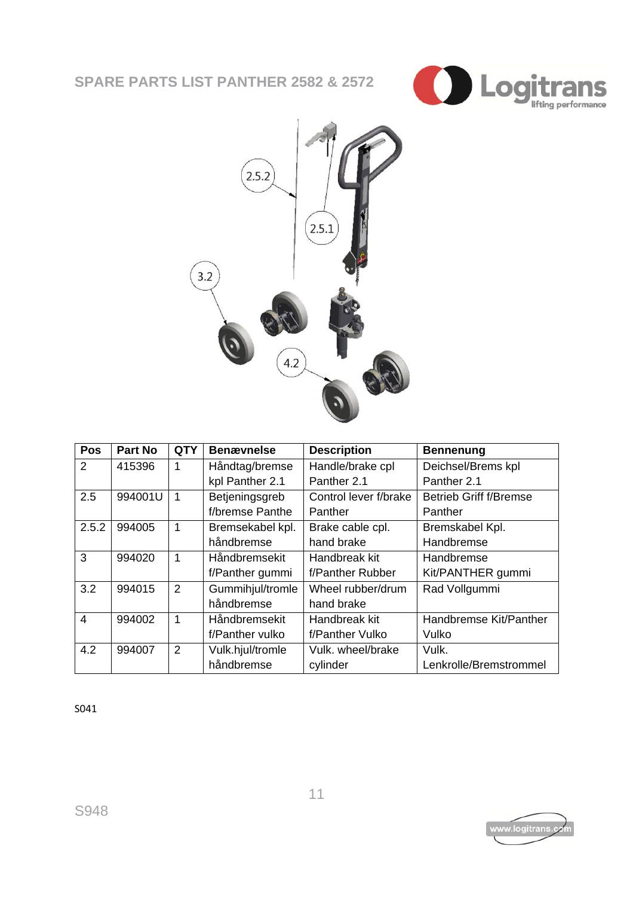## SPARE PARTS LIST PANTHER 2582 & 2572

2.5.2

2.5.1

3.2

4.2

| Pos | Part No | QTY | Benævnelse | Description | Bennenung |
|---|---|---|---|---|---|
| 2 | 415396 | 1 | Håndtag/bremse kpl Panther 2.1 | Handle/brake cpl Panther 2.1 | Deichsel/Brems kpl Panther 2.1 |
| 2.5 | 994001U | 1 | Betjeningsgreb f/bremse Panthe | Control lever f/brake Panther | Betrieb Griff f/Bremse Panther |
| 2.5.2 | 994005 | 1 | Bremsekabel kpl. håndbremse | Brake cable cpl. hand brake | Bremskabel Kpl. Handbremse |
| 3 | 994020 | 1 | Håndbremsekit f/Panther gummi | Handbreak kit f/Panther Rubber | Handbremse Kit/PANTHER gummi |
| 3.2 | 994015 | 2 | Gummihjul/tromle håndbremse | Wheel rubber/drum hand brake | Rad Vollgummi |
| 4 | 994002 | 1 | Håndbremsekit f/Panther vulko | Handbreak kit f/Panther Vulko | Handbremse Kit/Panther Vulko |
| 4.2 | 994007 | 2 | Vulk.hjul/tromle håndbremse | Vulk. wheel/brake cylinder | Vulk. Lenkrolle/Bremstrommel |

S041

S948